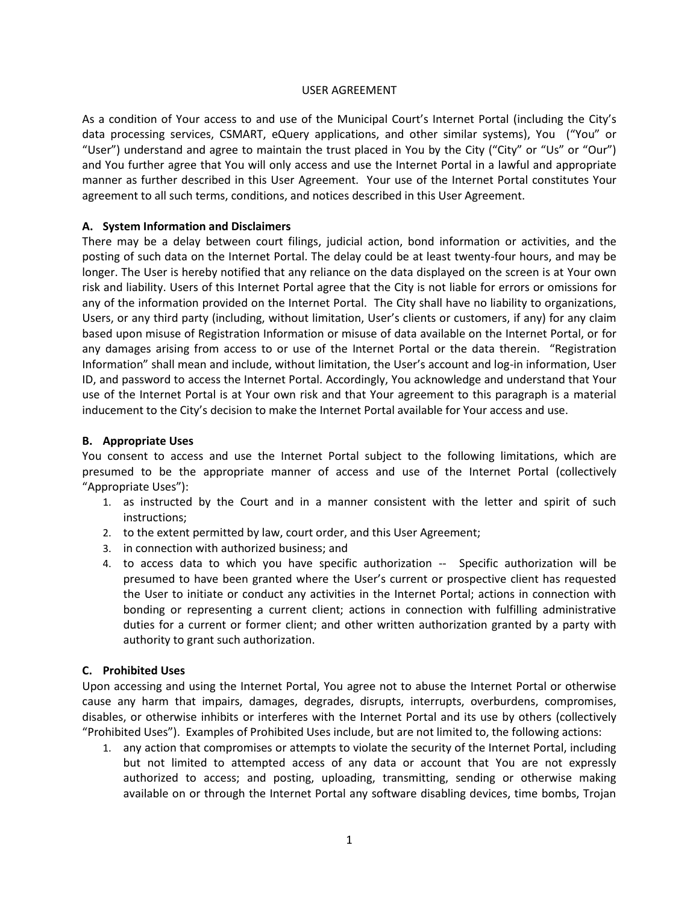# USER AGREEMENT

As a condition of Your access to and use of the Municipal Court's Internet Portal (including the City's data processing services, CSMART, eQuery applications, and other similar systems), You ("You" or "User") understand and agree to maintain the trust placed in You by the City ("City" or "Us" or "Our") and You further agree that You will only access and use the Internet Portal in a lawful and appropriate manner as further described in this User Agreement. Your use of the Internet Portal constitutes Your agreement to all such terms, conditions, and notices described in this User Agreement.

## A. System Information and Disclaimers

There may be a delay between court filings, judicial action, bond information or activities, and the posting of such data on the Internet Portal. The delay could be at least twenty-four hours, and may be longer. The User is hereby notified that any reliance on the data displayed on the screen is at Your own risk and liability. Users of this Internet Portal agree that the City is not liable for errors or omissions for any of the information provided on the Internet Portal. The City shall have no liability to organizations, Users, or any third party (including, without limitation, User's clients or customers, if any) for any claim based upon misuse of Registration Information or misuse of data available on the Internet Portal, or for any damages arising from access to or use of the Internet Portal or the data therein. "Registration Information" shall mean and include, without limitation, the User's account and log-in information, User ID, and password to access the Internet Portal. Accordingly, You acknowledge and understand that Your use of the Internet Portal is at Your own risk and that Your agreement to this paragraph is a material inducement to the City's decision to make the Internet Portal available for Your access and use.

## B. Appropriate Uses

You consent to access and use the Internet Portal subject to the following limitations, which are presumed to be the appropriate manner of access and use of the Internet Portal (collectively "Appropriate Uses"):

1. as instructed by the Court and in a manner consistent with the letter and spirit of such instructions;
2. to the extent permitted by law, court order, and this User Agreement;
3. in connection with authorized business; and
4. to access data to which you have specific authorization -- Specific authorization will be presumed to have been granted where the User's current or prospective client has requested the User to initiate or conduct any activities in the Internet Portal; actions in connection with bonding or representing a current client; actions in connection with fulfilling administrative duties for a current or former client; and other written authorization granted by a party with authority to grant such authorization.

## C. Prohibited Uses

Upon accessing and using the Internet Portal, You agree not to abuse the Internet Portal or otherwise cause any harm that impairs, damages, degrades, disrupts, interrupts, overburdens, compromises, disables, or otherwise inhibits or interferes with the Internet Portal and its use by others (collectively "Prohibited Uses"). Examples of Prohibited Uses include, but are not limited to, the following actions:

1. any action that compromises or attempts to violate the security of the Internet Portal, including but not limited to attempted access of any data or account that You are not expressly authorized to access; and posting, uploading, transmitting, sending or otherwise making available on or through the Internet Portal any software disabling devices, time bombs, Trojan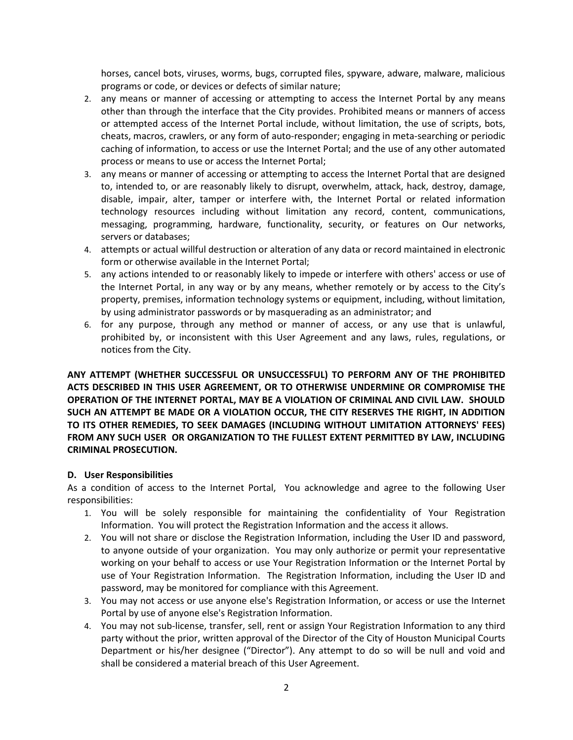horses, cancel bots, viruses, worms, bugs, corrupted files, spyware, adware, malware, malicious programs or code, or devices or defects of similar nature;

2. any means or manner of accessing or attempting to access the Internet Portal by any means other than through the interface that the City provides. Prohibited means or manners of access or attempted access of the Internet Portal include, without limitation, the use of scripts, bots, cheats, macros, crawlers, or any form of auto-responder; engaging in meta-searching or periodic caching of information, to access or use the Internet Portal; and the use of any other automated process or means to use or access the Internet Portal;
3. any means or manner of accessing or attempting to access the Internet Portal that are designed to, intended to, or are reasonably likely to disrupt, overwhelm, attack, hack, destroy, damage, disable, impair, alter, tamper or interfere with, the Internet Portal or related information technology resources including without limitation any record, content, communications, messaging, programming, hardware, functionality, security, or features on Our networks, servers or databases;
4. attempts or actual willful destruction or alteration of any data or record maintained in electronic form or otherwise available in the Internet Portal;
5. any actions intended to or reasonably likely to impede or interfere with others' access or use of the Internet Portal, in any way or by any means, whether remotely or by access to the City's property, premises, information technology systems or equipment, including, without limitation, by using administrator passwords or by masquerading as an administrator; and
6. for any purpose, through any method or manner of access, or any use that is unlawful, prohibited by, or inconsistent with this User Agreement and any laws, rules, regulations, or notices from the City.

**ANY ATTEMPT (WHETHER SUCCESSFUL OR UNSUCCESSFUL) TO PERFORM ANY OF THE PROHIBITED ACTS DESCRIBED IN THIS USER AGREEMENT, OR TO OTHERWISE UNDERMINE OR COMPROMISE THE OPERATION OF THE INTERNET PORTAL, MAY BE A VIOLATION OF CRIMINAL AND CIVIL LAW. SHOULD SUCH AN ATTEMPT BE MADE OR A VIOLATION OCCUR, THE CITY RESERVES THE RIGHT, IN ADDITION TO ITS OTHER REMEDIES, TO SEEK DAMAGES (INCLUDING WITHOUT LIMITATION ATTORNEYS' FEES) FROM ANY SUCH USER OR ORGANIZATION TO THE FULLEST EXTENT PERMITTED BY LAW, INCLUDING CRIMINAL PROSECUTION.**

### D. User Responsibilities

As a condition of access to the Internet Portal, You acknowledge and agree to the following User responsibilities:

1. You will be solely responsible for maintaining the confidentiality of Your Registration Information. You will protect the Registration Information and the access it allows.
2. You will not share or disclose the Registration Information, including the User ID and password, to anyone outside of your organization. You may only authorize or permit your representative working on your behalf to access or use Your Registration Information or the Internet Portal by use of Your Registration Information. The Registration Information, including the User ID and password, may be monitored for compliance with this Agreement.
3. You may not access or use anyone else's Registration Information, or access or use the Internet Portal by use of anyone else's Registration Information.
4. You may not sub-license, transfer, sell, rent or assign Your Registration Information to any third party without the prior, written approval of the Director of the City of Houston Municipal Courts Department or his/her designee ("Director"). Any attempt to do so will be null and void and shall be considered a material breach of this User Agreement.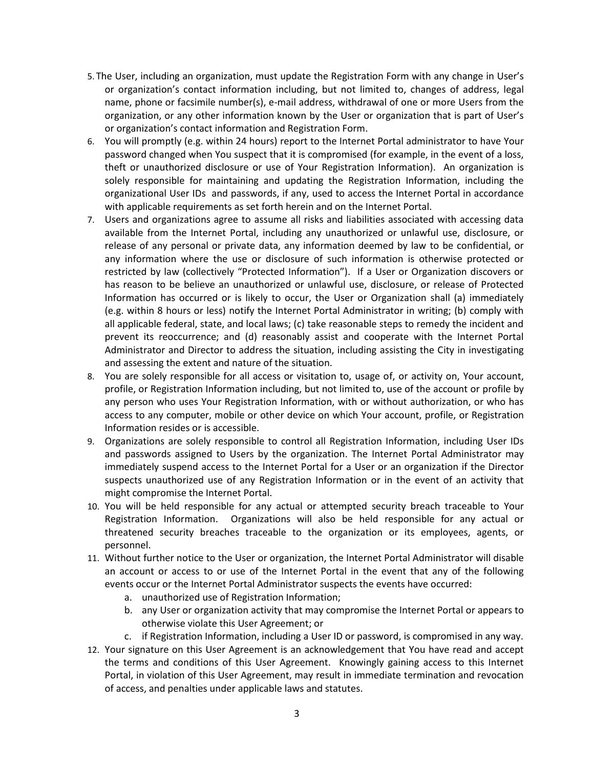5. The User, including an organization, must update the Registration Form with any change in User's or organization's contact information including, but not limited to, changes of address, legal name, phone or facsimile number(s), e-mail address, withdrawal of one or more Users from the organization, or any other information known by the User or organization that is part of User's or organization's contact information and Registration Form.
6. You will promptly (e.g. within 24 hours) report to the Internet Portal administrator to have Your password changed when You suspect that it is compromised (for example, in the event of a loss, theft or unauthorized disclosure or use of Your Registration Information). An organization is solely responsible for maintaining and updating the Registration Information, including the organizational User IDs and passwords, if any, used to access the Internet Portal in accordance with applicable requirements as set forth herein and on the Internet Portal.
7. Users and organizations agree to assume all risks and liabilities associated with accessing data available from the Internet Portal, including any unauthorized or unlawful use, disclosure, or release of any personal or private data, any information deemed by law to be confidential, or any information where the use or disclosure of such information is otherwise protected or restricted by law (collectively "Protected Information"). If a User or Organization discovers or has reason to be believe an unauthorized or unlawful use, disclosure, or release of Protected Information has occurred or is likely to occur, the User or Organization shall (a) immediately (e.g. within 8 hours or less) notify the Internet Portal Administrator in writing; (b) comply with all applicable federal, state, and local laws; (c) take reasonable steps to remedy the incident and prevent its reoccurrence; and (d) reasonably assist and cooperate with the Internet Portal Administrator and Director to address the situation, including assisting the City in investigating and assessing the extent and nature of the situation.
8. You are solely responsible for all access or visitation to, usage of, or activity on, Your account, profile, or Registration Information including, but not limited to, use of the account or profile by any person who uses Your Registration Information, with or without authorization, or who has access to any computer, mobile or other device on which Your account, profile, or Registration Information resides or is accessible.
9. Organizations are solely responsible to control all Registration Information, including User IDs and passwords assigned to Users by the organization. The Internet Portal Administrator may immediately suspend access to the Internet Portal for a User or an organization if the Director suspects unauthorized use of any Registration Information or in the event of an activity that might compromise the Internet Portal.
10. You will be held responsible for any actual or attempted security breach traceable to Your Registration Information. Organizations will also be held responsible for any actual or threatened security breaches traceable to the organization or its employees, agents, or personnel.
11. Without further notice to the User or organization, the Internet Portal Administrator will disable an account or access to or use of the Internet Portal in the event that any of the following events occur or the Internet Portal Administrator suspects the events have occurred:
    a. unauthorized use of Registration Information;
    b. any User or organization activity that may compromise the Internet Portal or appears to otherwise violate this User Agreement; or
    c. if Registration Information, including a User ID or password, is compromised in any way.
12. Your signature on this User Agreement is an acknowledgement that You have read and accept the terms and conditions of this User Agreement. Knowingly gaining access to this Internet Portal, in violation of this User Agreement, may result in immediate termination and revocation of access, and penalties under applicable laws and statutes.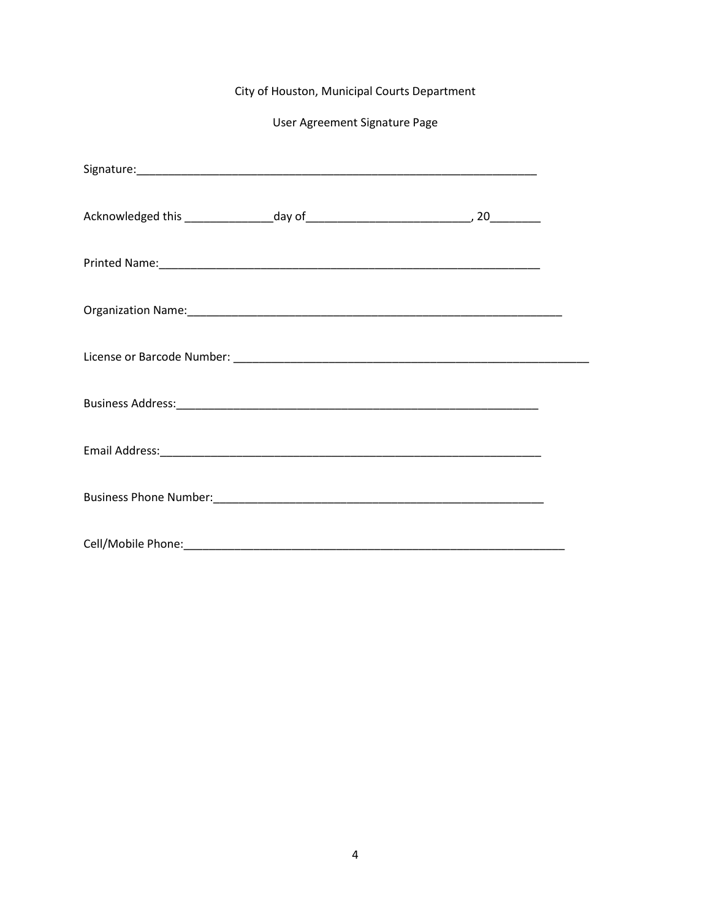City of Houston, Municipal Courts Department

User Agreement Signature Page

Signature:_________________________________________________________________

Acknowledged this ______________day of__________________________, 20________

Printed Name:______________________________________________________________

Organization Name:_____________________________________________________________

License or Barcode Number: ___________________________________________________________

Business Address:___________________________________________________________

Email Address:______________________________________________________________

Business Phone Number:______________________________________________________

Cell/Mobile Phone:_______________________________________________________________